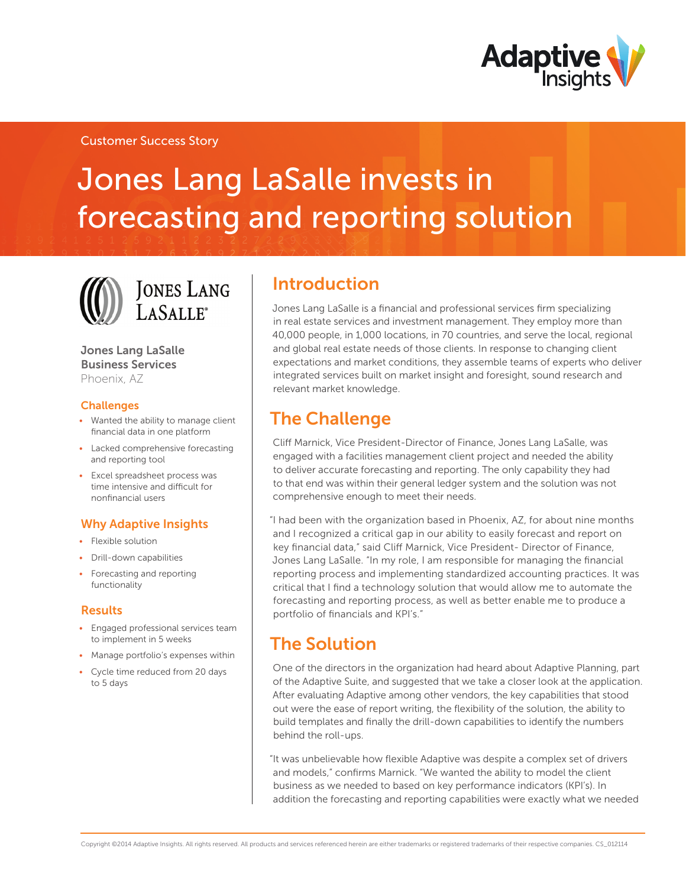Customer Success Story

# Jones Lang LaSalle invests in forecasting and reporting solution

**Jones Lang LaSalle Business Services**
Phoenix, AZ

### Challenges

- Wanted the ability to manage client financial data in one platform
- Lacked comprehensive forecasting and reporting tool
- Excel spreadsheet process was time intensive and difficult for nonfinancial users

### Why Adaptive Insights

- Flexible solution
- Drill-down capabilities
- Forecasting and reporting functionality

### Results

- Engaged professional services team to implement in 5 weeks
- Manage portfolio's expenses within
- Cycle time reduced from 20 days to 5 days

## Introduction

Jones Lang LaSalle is a financial and professional services firm specializing in real estate services and investment management. They employ more than 40,000 people, in 1,000 locations, in 70 countries, and serve the local, regional and global real estate needs of those clients. In response to changing client expectations and market conditions, they assemble teams of experts who deliver integrated services built on market insight and foresight, sound research and relevant market knowledge.

## The Challenge

Cliff Marnick, Vice President-Director of Finance, Jones Lang LaSalle, was engaged with a facilities management client project and needed the ability to deliver accurate forecasting and reporting. The only capability they had to that end was within their general ledger system and the solution was not comprehensive enough to meet their needs.

"I had been with the organization based in Phoenix, AZ, for about nine months and I recognized a critical gap in our ability to easily forecast and report on key financial data," said Cliff Marnick, Vice President- Director of Finance, Jones Lang LaSalle. "In my role, I am responsible for managing the financial reporting process and implementing standardized accounting practices. It was critical that I find a technology solution that would allow me to automate the forecasting and reporting process, as well as better enable me to produce a portfolio of financials and KPI's."

## The Solution

One of the directors in the organization had heard about Adaptive Planning, part of the Adaptive Suite, and suggested that we take a closer look at the application. After evaluating Adaptive among other vendors, the key capabilities that stood out were the ease of report writing, the flexibility of the solution, the ability to build templates and finally the drill-down capabilities to identify the numbers behind the roll-ups.

"It was unbelievable how flexible Adaptive was despite a complex set of drivers and models," confirms Marnick. "We wanted the ability to model the client business as we needed to based on key performance indicators (KPI's). In addition the forecasting and reporting capabilities were exactly what we needed

Copyright ©2014 Adaptive Insights. All rights reserved. All products and services referenced herein are either trademarks or registered trademarks of their respective companies. CS_012114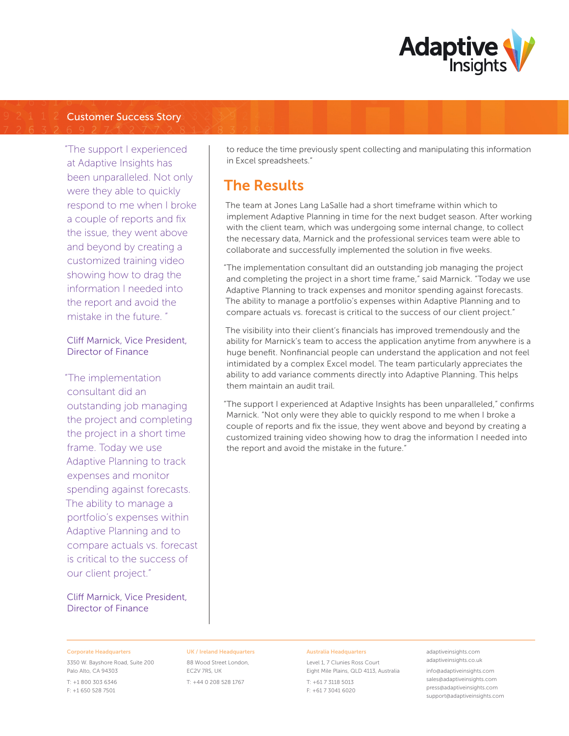"The support I experienced at Adaptive Insights has been unparalleled. Not only were they able to quickly respond to me when I broke a couple of reports and fix the issue, they went above and beyond by creating a customized training video showing how to drag the information I needed into the report and avoid the mistake in the future. "

Cliff Marnick, Vice President, Director of Finance

"The implementation consultant did an outstanding job managing the project and completing the project in a short time frame. Today we use Adaptive Planning to track expenses and monitor spending against forecasts. The ability to manage a portfolio's expenses within Adaptive Planning and to compare actuals vs. forecast is critical to the success of our client project."

Cliff Marnick, Vice President, Director of Finance

to reduce the time previously spent collecting and manipulating this information in Excel spreadsheets."

## The Results

The team at Jones Lang LaSalle had a short timeframe within which to implement Adaptive Planning in time for the next budget season. After working with the client team, which was undergoing some internal change, to collect the necessary data, Marnick and the professional services team were able to collaborate and successfully implemented the solution in five weeks.

"The implementation consultant did an outstanding job managing the project and completing the project in a short time frame," said Marnick. "Today we use Adaptive Planning to track expenses and monitor spending against forecasts. The ability to manage a portfolio's expenses within Adaptive Planning and to compare actuals vs. forecast is critical to the success of our client project."

The visibility into their client's financials has improved tremendously and the ability for Marnick's team to access the application anytime from anywhere is a huge benefit. Nonfinancial people can understand the application and not feel intimidated by a complex Excel model. The team particularly appreciates the ability to add variance comments directly into Adaptive Planning. This helps them maintain an audit trail.

"The support I experienced at Adaptive Insights has been unparalleled," confirms Marnick. "Not only were they able to quickly respond to me when I broke a couple of reports and fix the issue, they went above and beyond by creating a customized training video showing how to drag the information I needed into the report and avoid the mistake in the future."

**Corporate Headquarters**
3350 W. Bayshore Road, Suite 200
Palo Alto, CA 94303
T: +1 800 303 6346
F: +1 650 528 7501

**UK / Ireland Headquarters**
88 Wood Street London,
EC2V 7RS, UK
T: +44 0 208 528 1767

**Australia Headquarters**
Level 1, 7 Clunies Ross Court
Eight Mile Plains, QLD 4113, Australia
T: +61 7 3118 5013
F: +61 7 3041 6020

adaptiveinsights.com
adaptiveinsights.co.uk
info@adaptiveinsights.com
sales@adaptiveinsights.com
press@adaptiveinsights.com
support@adaptiveinsights.com